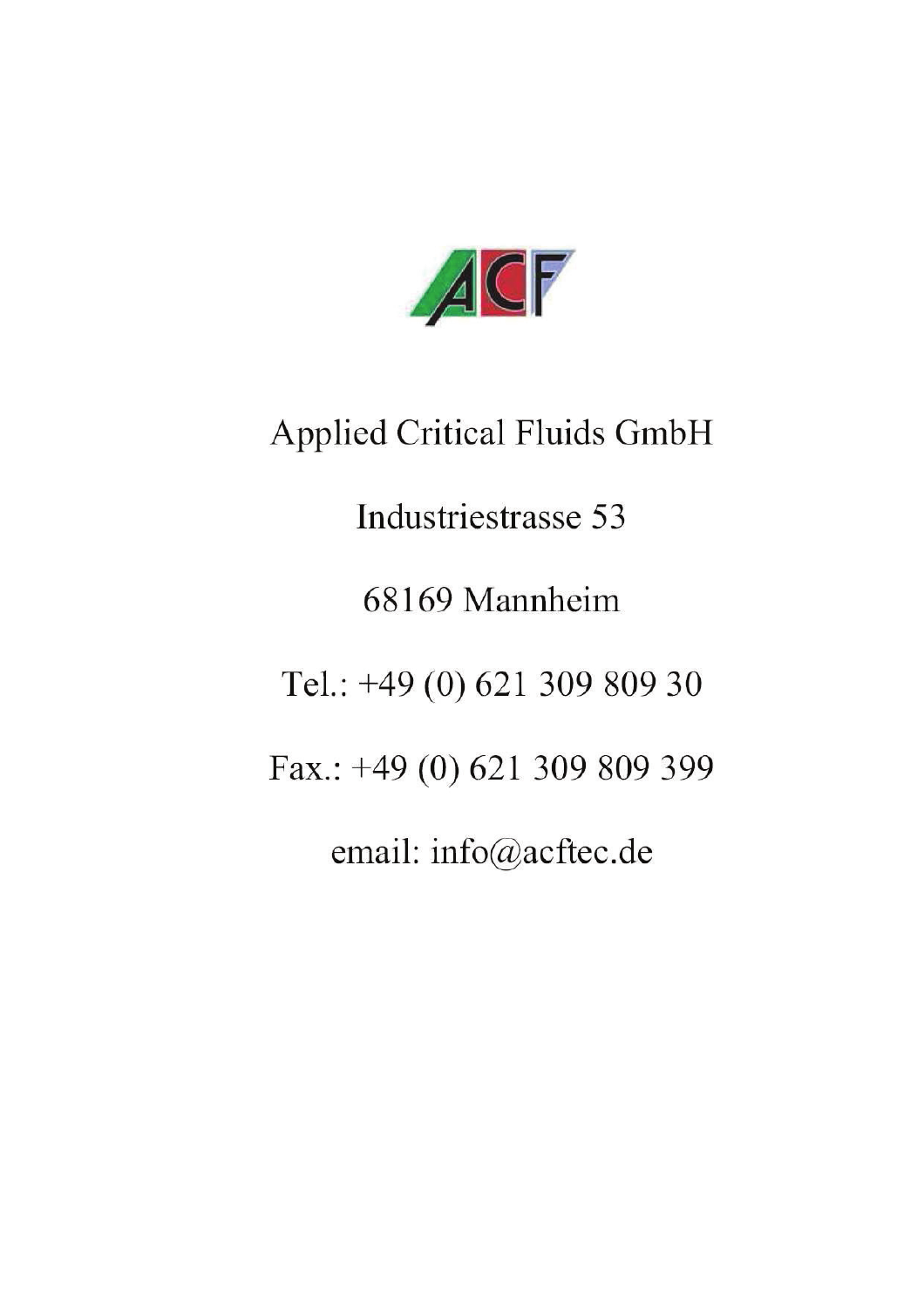ACF

Applied Critical Fluids GmbH

Industriestrasse 53

68169 Mannheim

Tel.: +49 (0) 621 309 809 30

Fax.: +49 (0) 621 309 809 399

email: info@acftec.de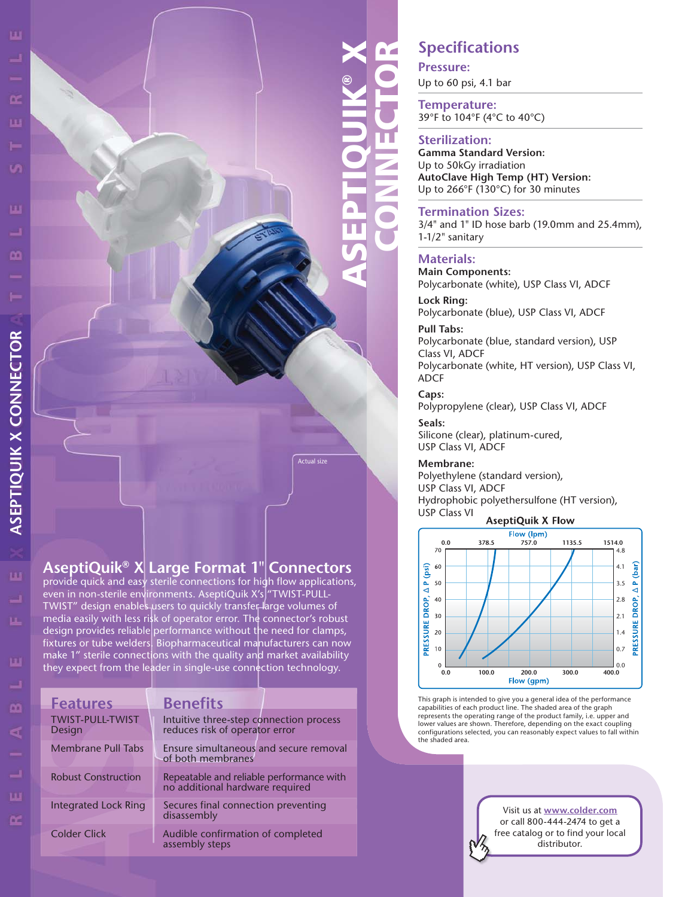# ASEPTIQUIK® X CONNECTOR

Actual size

## AseptiQuik® X Large Format 1" Connectors

provide quick and easy sterile connections for high flow applications, even in non-sterile environments. AseptiQuik X's "TWIST-PULL-TWIST" design enables users to quickly transfer large volumes of media easily with less risk of operator error. The connector's robust design provides reliable performance without the need for clamps, fixtures or tube welders. Biopharmaceutical manufacturers can now make 1" sterile connections with the quality and market availability they expect from the leader in single-use connection technology.

| Features | Benefits |
| --- | --- |
| TWIST-PULL-TWIST Design | Intuitive three-step connection process reduces risk of operator error |
| Membrane Pull Tabs | Ensure simultaneous and secure removal of both membranes |
| Robust Construction | Repeatable and reliable performance with no additional hardware required |
| Integrated Lock Ring | Secures final connection preventing disassembly |
| Colder Click | Audible confirmation of completed assembly steps |

## Specifications

### Pressure:
Up to 60 psi, 4.1 bar

### Temperature:
39°F to 104°F (4°C to 40°C)

### Sterilization:
**Gamma Standard Version:**
Up to 50kGy irradiation
**AutoClave High Temp (HT) Version:**
Up to 266°F (130°C) for 30 minutes

### Termination Sizes:
3/4" and 1" ID hose barb (19.0mm and 25.4mm), 1-1/2" sanitary

### Materials:
**Main Components:**
Polycarbonate (white), USP Class VI, ADCF

**Lock Ring:**
Polycarbonate (blue), USP Class VI, ADCF

**Pull Tabs:**
Polycarbonate (blue, standard version), USP Class VI, ADCF
Polycarbonate (white, HT version), USP Class VI, ADCF

**Caps:**
Polypropylene (clear), USP Class VI, ADCF

**Seals:**
Silicone (clear), platinum-cured, USP Class VI, ADCF

**Membrane:**
Polyethylene (standard version), USP Class VI, ADCF
Hydrophobic polyethersulfone (HT version), USP Class VI

**AseptiQuik X Flow**

This graph is intended to give you a general idea of the performance capabilities of each product line. The shaded area of the graph represents the operating range of the product family, i.e. upper and lower values are shown. Therefore, depending on the exact coupling configurations selected, you can reasonably expect values to fall within the shaded area.

Visit us at www.colder.com or call 800-444-2474 to get a free catalog or to find your local distributor.

RELIABLE FLEXIBLE STERILE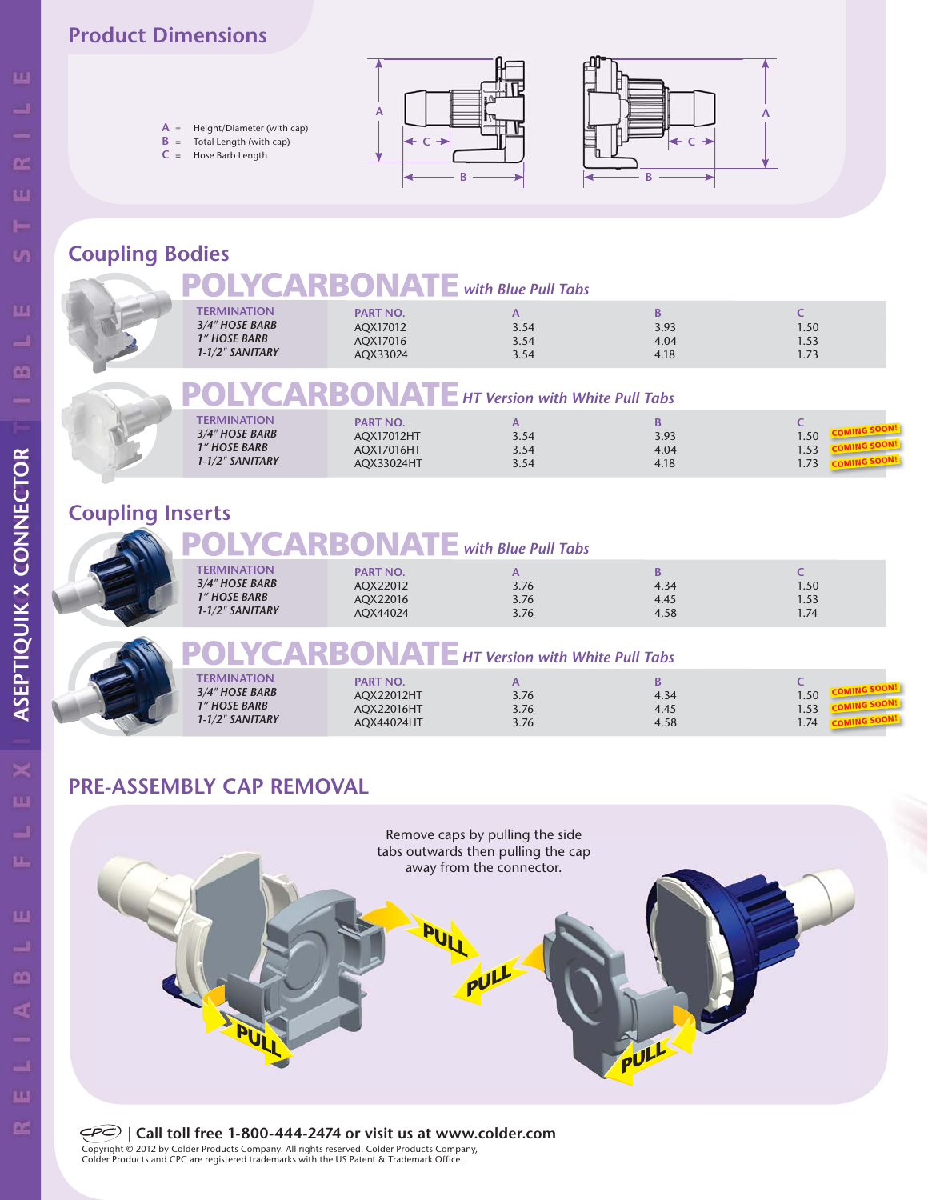## Product Dimensions

A = Height/Diameter (with cap)
B = Total Length (with cap)
C = Hose Barb Length

## Coupling Bodies

### POLYCARBONATE *with Blue Pull Tabs*

| TERMINATION | PART NO. | A | B | C |
|---|---|---|---|---|
| *3/4" HOSE BARB* | AQX17012 | 3.54 | 3.93 | 1.50 |
| *1" HOSE BARB* | AQX17016 | 3.54 | 4.04 | 1.53 |
| *1-1/2" SANITARY* | AQX33024 | 3.54 | 4.18 | 1.73 |

### POLYCARBONATE *HT Version with White Pull Tabs*

| TERMINATION | PART NO. | A | B | C | |
|---|---|---|---|---|---|
| *3/4" HOSE BARB* | AQX17012HT | 3.54 | 3.93 | 1.50 | COMING SOON! |
| *1" HOSE BARB* | AQX17016HT | 3.54 | 4.04 | 1.53 | COMING SOON! |
| *1-1/2" SANITARY* | AQX33024HT | 3.54 | 4.18 | 1.73 | COMING SOON! |

## Coupling Inserts

### POLYCARBONATE *with Blue Pull Tabs*

| TERMINATION | PART NO. | A | B | C |
|---|---|---|---|---|
| *3/4" HOSE BARB* | AQX22012 | 3.76 | 4.34 | 1.50 |
| *1" HOSE BARB* | AQX22016 | 3.76 | 4.45 | 1.53 |
| *1-1/2" SANITARY* | AQX44024 | 3.76 | 4.58 | 1.74 |

### POLYCARBONATE *HT Version with White Pull Tabs*

| TERMINATION | PART NO. | A | B | C | |
|---|---|---|---|---|---|
| *3/4" HOSE BARB* | AQX22012HT | 3.76 | 4.34 | 1.50 | COMING SOON! |
| *1" HOSE BARB* | AQX22016HT | 3.76 | 4.45 | 1.53 | COMING SOON! |
| *1-1/2" SANITARY* | AQX44024HT | 3.76 | 4.58 | 1.74 | COMING SOON! |

## PRE-ASSEMBLY CAP REMOVAL

Remove caps by pulling the side tabs outwards then pulling the cap away from the connector.

**| Call toll free 1-800-444-2474 or visit us at www.colder.com**

Copyright © 2012 by Colder Products Company. All rights reserved. Colder Products Company, Colder Products and CPC are registered trademarks with the US Patent & Trademark Office.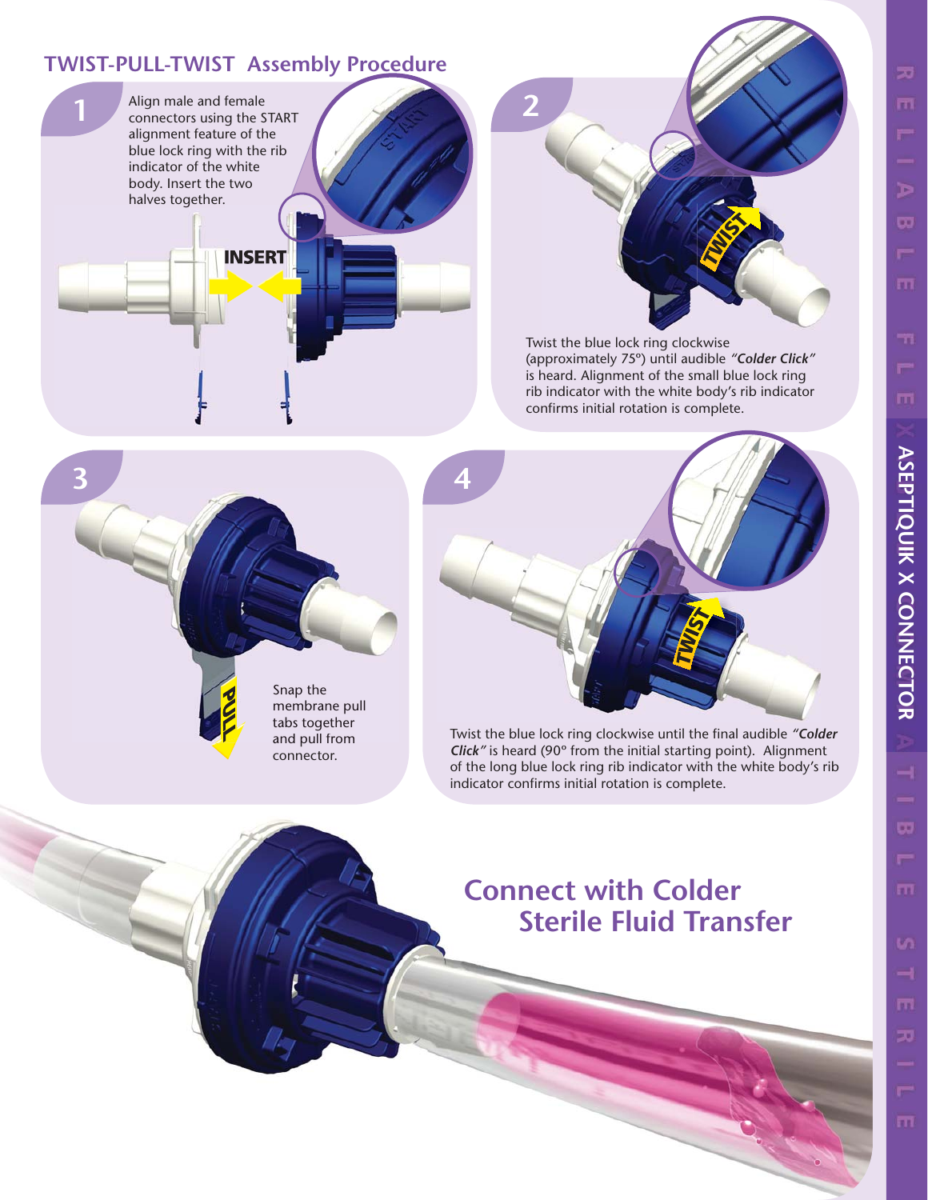## TWIST-PULL-TWIST Assembly Procedure

**1**

Align male and female connectors using the START alignment feature of the blue lock ring with the rib indicator of the white body. Insert the two halves together.

**2**

Twist the blue lock ring clockwise (approximately 75°) until audible *"Colder Click"* is heard. Alignment of the small blue lock ring rib indicator with the white body's rib indicator confirms initial rotation is complete.

**3**

Snap the membrane pull tabs together and pull from connector.

**4**

Twist the blue lock ring clockwise until the final audible *"Colder Click"* is heard (90° from the initial starting point). Alignment of the long blue lock ring rib indicator with the white body's rib indicator confirms initial rotation is complete.

## Connect with Colder Sterile Fluid Transfer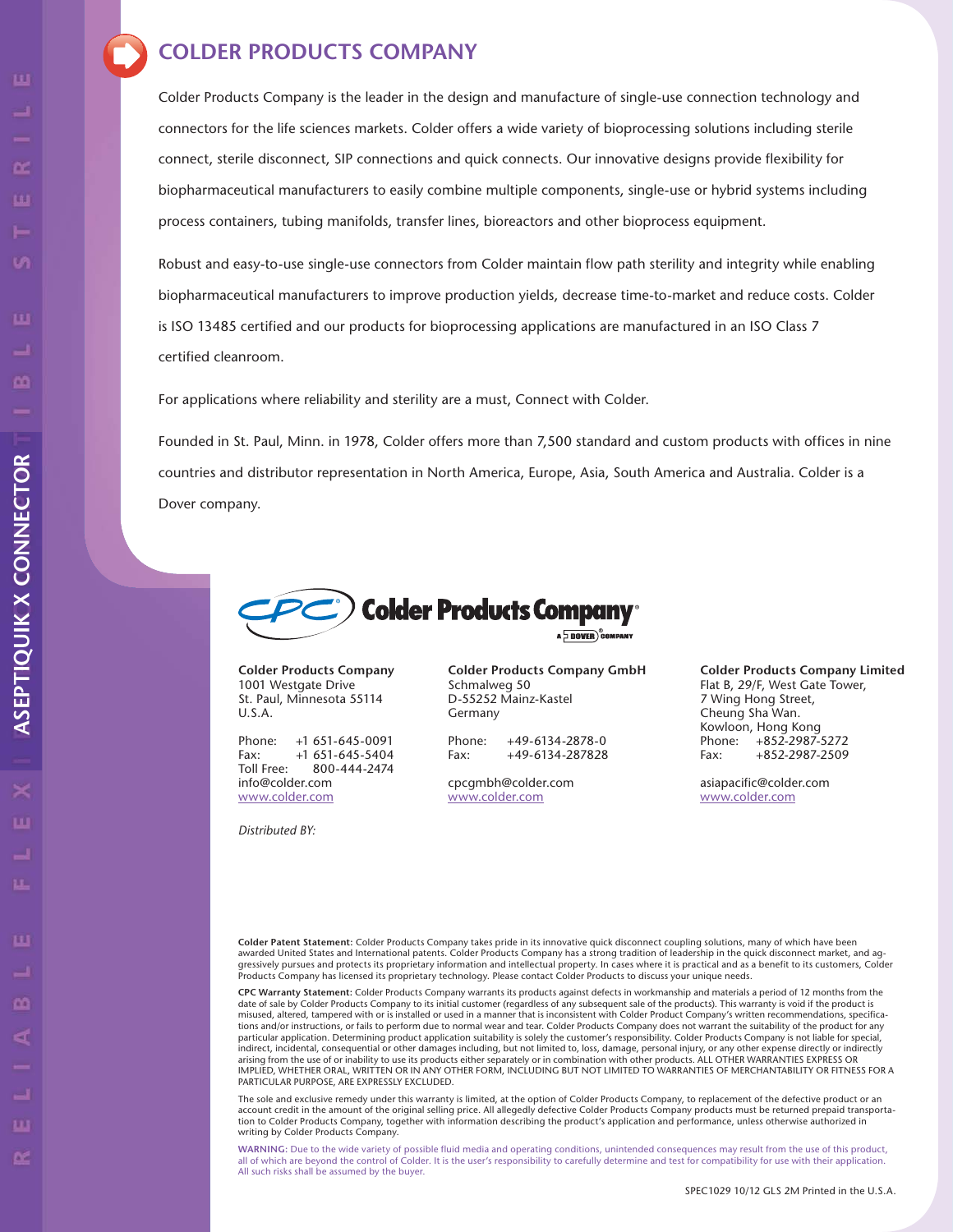## COLDER PRODUCTS COMPANY

Colder Products Company is the leader in the design and manufacture of single-use connection technology and connectors for the life sciences markets. Colder offers a wide variety of bioprocessing solutions including sterile connect, sterile disconnect, SIP connections and quick connects. Our innovative designs provide flexibility for biopharmaceutical manufacturers to easily combine multiple components, single-use or hybrid systems including process containers, tubing manifolds, transfer lines, bioreactors and other bioprocess equipment.

Robust and easy-to-use single-use connectors from Colder maintain flow path sterility and integrity while enabling biopharmaceutical manufacturers to improve production yields, decrease time-to-market and reduce costs. Colder is ISO 13485 certified and our products for bioprocessing applications are manufactured in an ISO Class 7 certified cleanroom.

For applications where reliability and sterility are a must, Connect with Colder.

Founded in St. Paul, Minn. in 1978, Colder offers more than 7,500 standard and custom products with offices in nine countries and distributor representation in North America, Europe, Asia, South America and Australia. Colder is a Dover company.

CPC Colder Products Company — A DOVER COMPANY

**Colder Products Company**
1001 Westgate Drive
St. Paul, Minnesota 55114
U.S.A.

Phone: +1 651-645-0091
Fax: +1 651-645-5404
Toll Free: 800-444-2474
info@colder.com
www.colder.com

**Colder Products Company GmbH**
Schmalweg 50
D-55252 Mainz-Kastel
Germany

Phone: +49-6134-2878-0
Fax: +49-6134-287828

cpcgmbh@colder.com
www.colder.com

**Colder Products Company Limited**
Flat B, 29/F, West Gate Tower,
7 Wing Hong Street,
Cheung Sha Wan.
Kowloon, Hong Kong
Phone: +852-2987-5272
Fax: +852-2987-2509

asiapacific@colder.com
www.colder.com

*Distributed BY:*

**Colder Patent Statement:** Colder Products Company takes pride in its innovative quick disconnect coupling solutions, many of which have been awarded United States and International patents. Colder Products Company has a strong tradition of leadership in the quick disconnect market, and aggressively pursues and protects its proprietary information and intellectual property. In cases where it is practical and as a benefit to its customers, Colder Products Company has licensed its proprietary technology. Please contact Colder Products to discuss your unique needs.

**CPC Warranty Statement:** Colder Products Company warrants its products against defects in workmanship and materials a period of 12 months from the date of sale by Colder Products Company to its initial customer (regardless of any subsequent sale of the products). This warranty is void if the product is misused, altered, tampered with or is installed or used in a manner that is inconsistent with Colder Product Company's written recommendations, specifications and/or instructions, or fails to perform due to normal wear and tear. Colder Products Company does not warrant the suitability of the product for any particular application. Determining product application suitability is solely the customer's responsibility. Colder Products Company is not liable for special, indirect, incidental, consequential or other damages including, but not limited to, loss, damage, personal injury, or any other expense directly or indirectly arising from the use of or inability to use its products either separately or in combination with other products. ALL OTHER WARRANTIES EXPRESS OR IMPLIED, WHETHER ORAL, WRITTEN OR IN ANY OTHER FORM, INCLUDING BUT NOT LIMITED TO WARRANTIES OF MERCHANTABILITY OR FITNESS FOR A PARTICULAR PURPOSE, ARE EXPRESSLY EXCLUDED.

The sole and exclusive remedy under this warranty is limited, at the option of Colder Products Company, to replacement of the defective product or an account credit in the amount of the original selling price. All allegedly defective Colder Products Company products must be returned prepaid transportation to Colder Products Company, together with information describing the product's application and performance, unless otherwise authorized in writing by Colder Products Company.

WARNING: Due to the wide variety of possible fluid media and operating conditions, unintended consequences may result from the use of this product, all of which are beyond the control of Colder. It is the user's responsibility to carefully determine and test for compatibility for use with their application. All such risks shall be assumed by the buyer.

SPEC1029 10/12 GLS 2M Printed in the U.S.A.